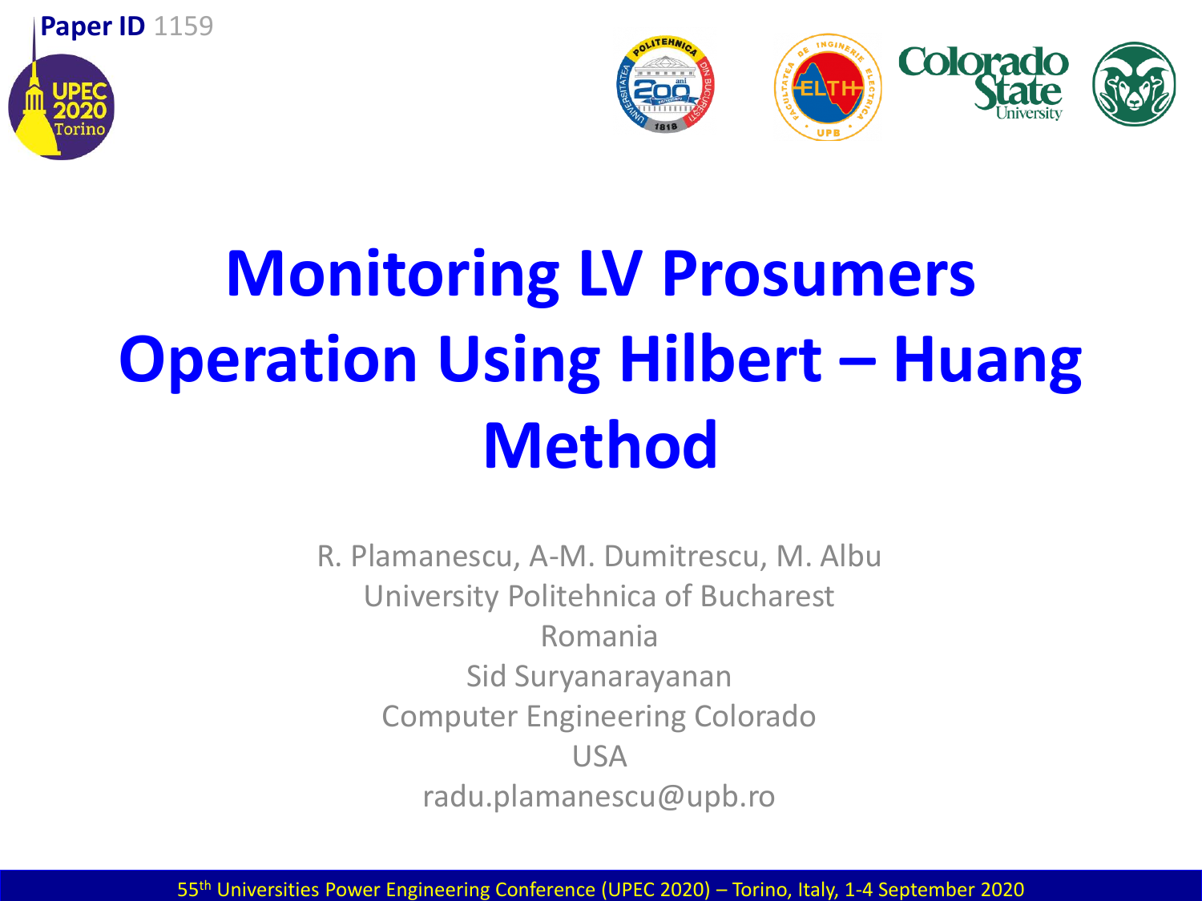Paper ID 1159

# Monitoring LV Prosumers Operation Using Hilbert – Huang Method

R. Plamanescu, A-M. Dumitrescu, M. Albu
University Politehnica of Bucharest
Romania
Sid Suryanarayanan
Computer Engineering Colorado
USA
radu.plamanescu@upb.ro

55th Universities Power Engineering Conference (UPEC 2020) – Torino, Italy, 1-4 September 2020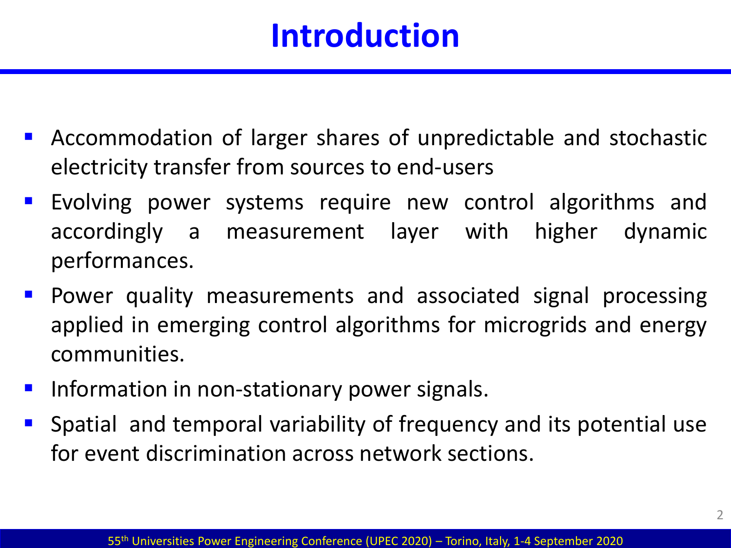# Introduction

- Accommodation of larger shares of unpredictable and stochastic electricity transfer from sources to end-users
- Evolving power systems require new control algorithms and accordingly a measurement layer with higher dynamic performances.
- Power quality measurements and associated signal processing applied in emerging control algorithms for microgrids and energy communities.
- Information in non-stationary power signals.
- Spatial and temporal variability of frequency and its potential use for event discrimination across network sections.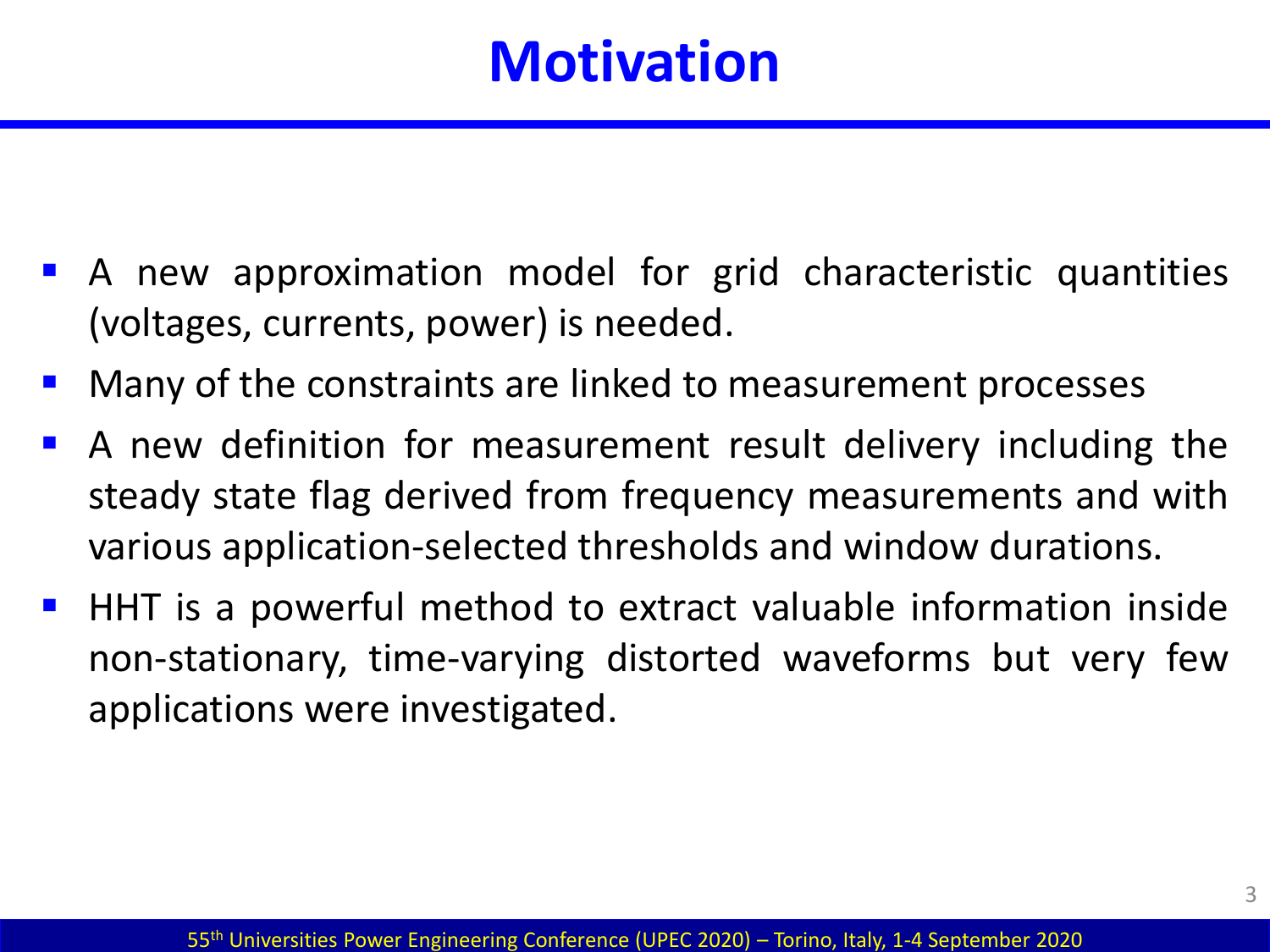# Motivation

- A new approximation model for grid characteristic quantities (voltages, currents, power) is needed.
- Many of the constraints are linked to measurement processes
- A new definition for measurement result delivery including the steady state flag derived from frequency measurements and with various application-selected thresholds and window durations.
- HHT is a powerful method to extract valuable information inside non-stationary, time-varying distorted waveforms but very few applications were investigated.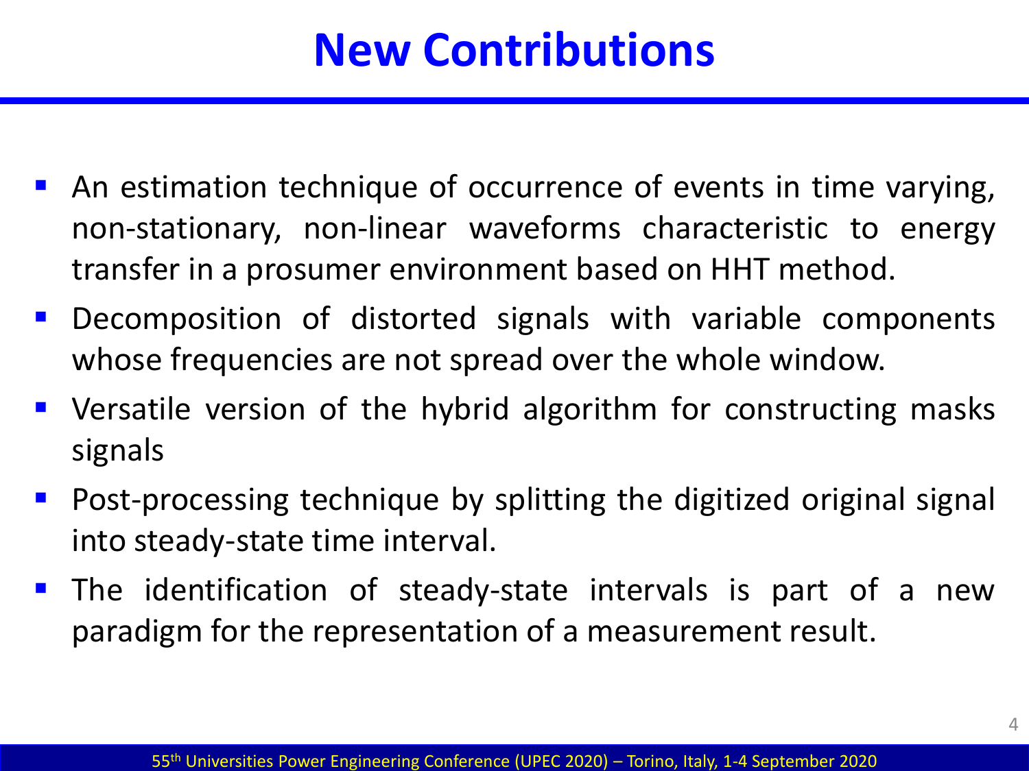# New Contributions

- An estimation technique of occurrence of events in time varying, non-stationary, non-linear waveforms characteristic to energy transfer in a prosumer environment based on HHT method.
- Decomposition of distorted signals with variable components whose frequencies are not spread over the whole window.
- Versatile version of the hybrid algorithm for constructing masks signals
- Post-processing technique by splitting the digitized original signal into steady-state time interval.
- The identification of steady-state intervals is part of a new paradigm for the representation of a measurement result.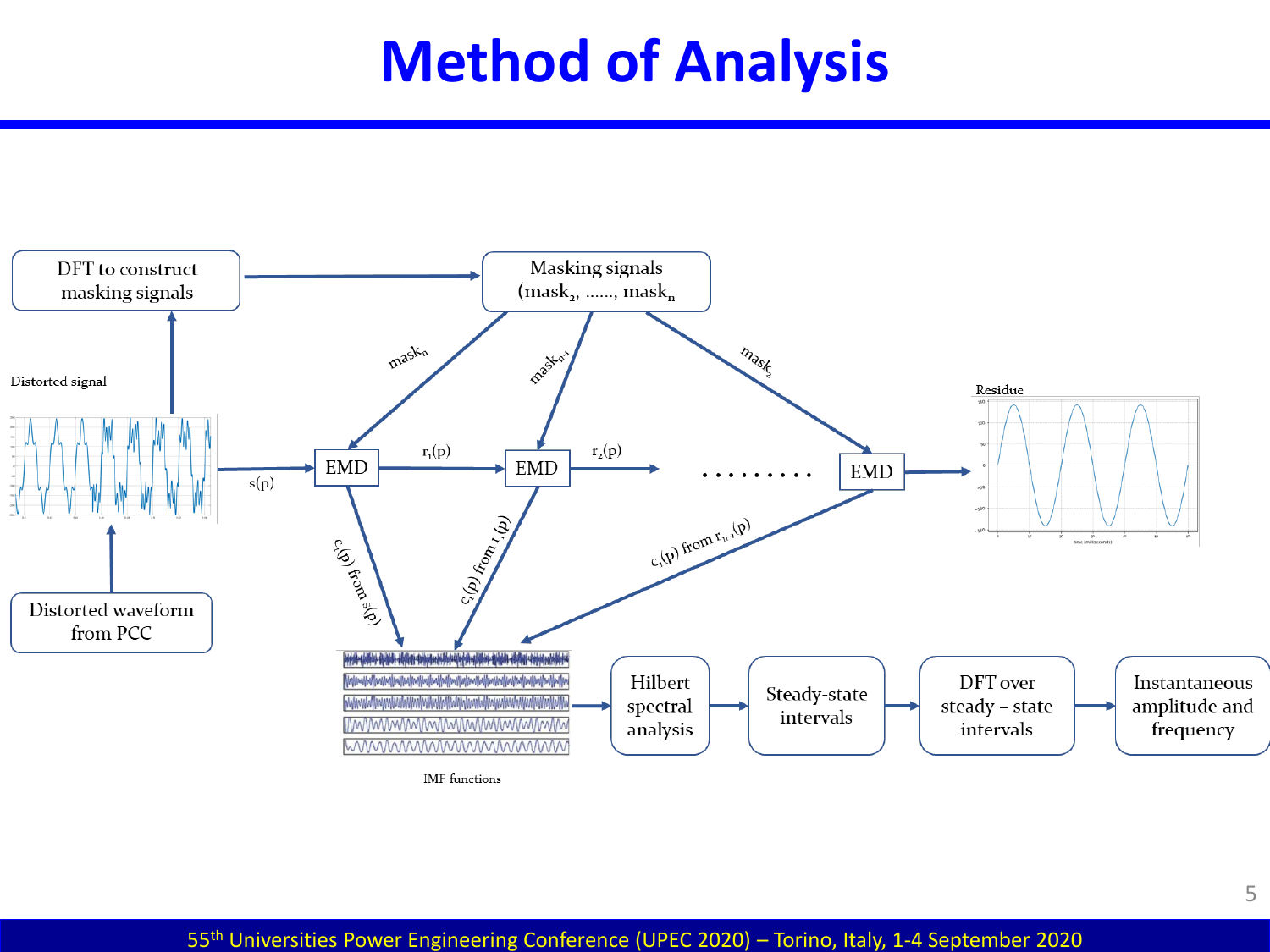# Method of Analysis

DFT to construct masking signals

Masking signals ($mask_2$, ......, $mask_n$)

$mask_n$

$mask_{n-1}$

$mask_2$

Distorted signal

$s(p)$

EMD

$r_1(p)$

EMD

$r_2(p)$

. . . . . . . . .

EMD

Residue

Distorted waveform from PCC

$c_1(p)$ from $s(p)$

$c_1(p)$ from $r_1(p)$

$c_1(p)$ from $r_{n-1}(p)$

IMF functions

Hilbert spectral analysis

Steady-state intervals

DFT over steady – state intervals

Instantaneous amplitude and frequency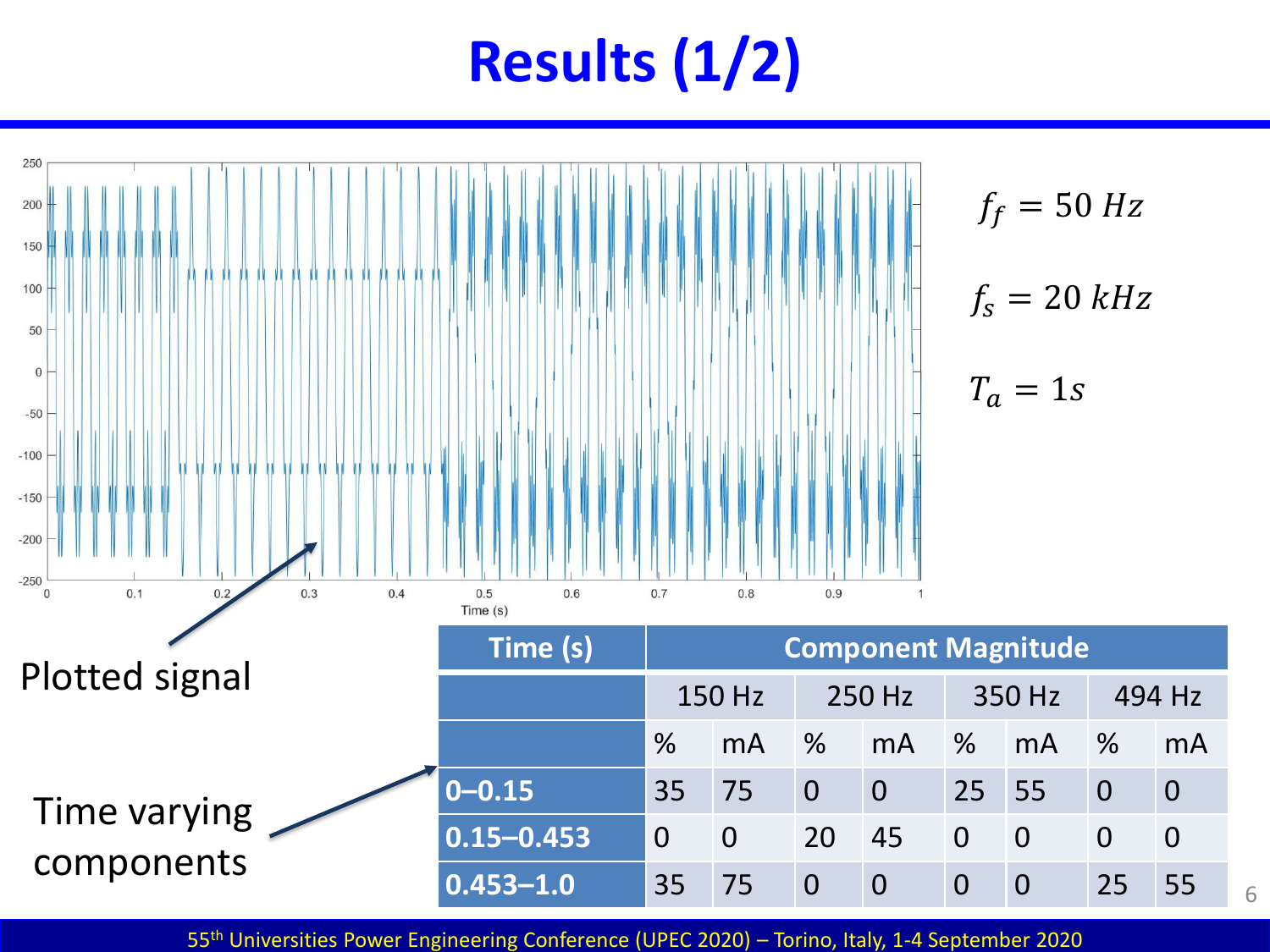# Results (1/2)

250
200
150
100
50
0
-50
-100
-150
-200
-250

0 0.1 0.2 0.3 0.4 0.5 0.6 0.7 0.8 0.9 1

Time (s)

$f_f = 50\ Hz$

$f_s = 20\ kHz$

$T_a = 1s$

Plotted signal

Time varying components

| Time (s) | Component Magnitude | | | | | | | |
|---|---|---|---|---|---|---|---|---|
| | 150 Hz | | 250 Hz | | 350 Hz | | 494 Hz | |
| | % | mA | % | mA | % | mA | % | mA |
| **0–0.15** | 35 | 75 | 0 | 0 | 25 | 55 | 0 | 0 |
| **0.15–0.453** | 0 | 0 | 20 | 45 | 0 | 0 | 0 | 0 |
| **0.453–1.0** | 35 | 75 | 0 | 0 | 0 | 0 | 25 | 55 |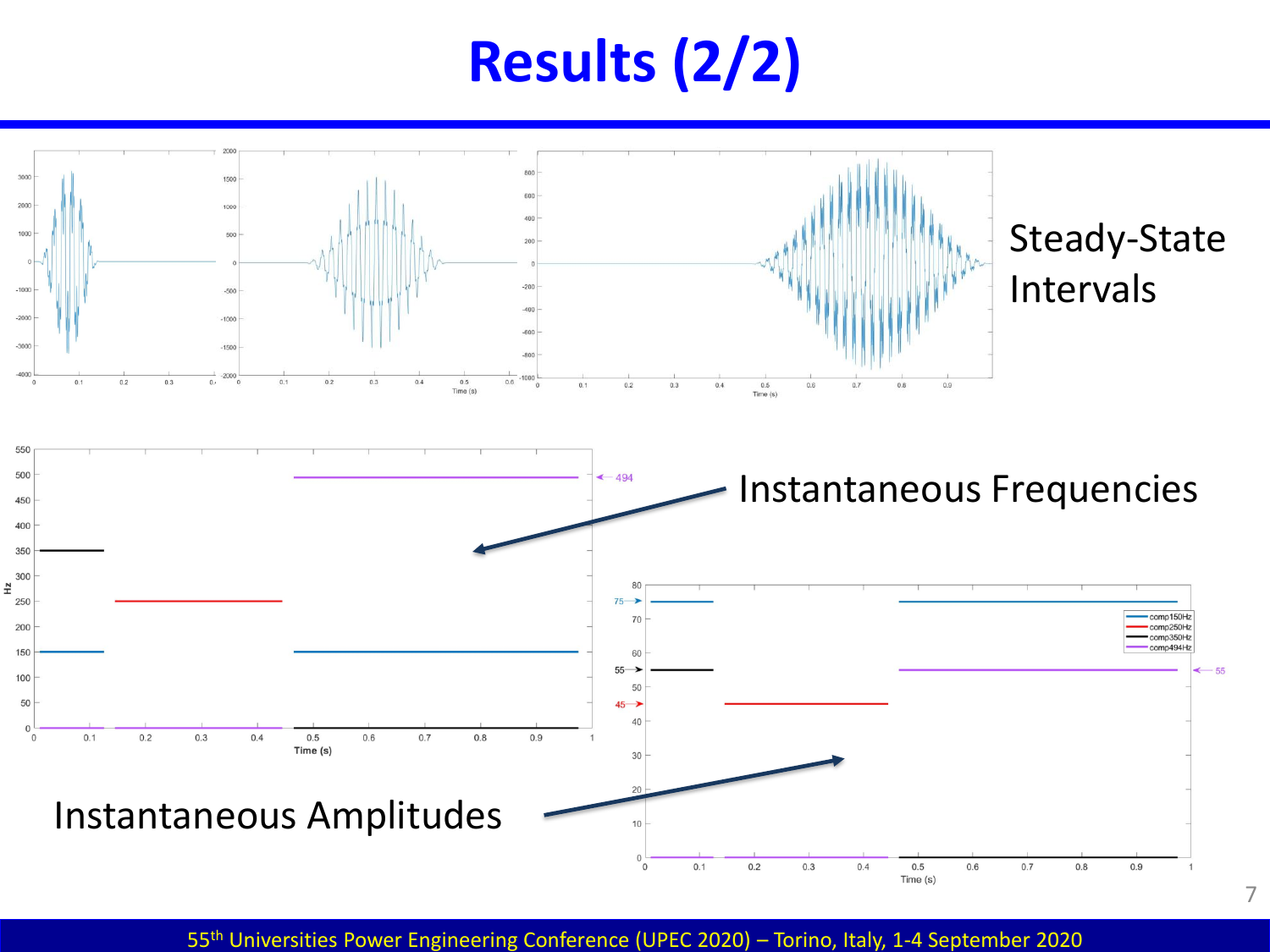# Results (2/2)

Steady-State Intervals

Instantaneous Frequencies

Instantaneous Amplitudes

494

75

55

45

55

comp150Hz
comp250Hz
comp350Hz
comp494Hz

Time (s)

Hz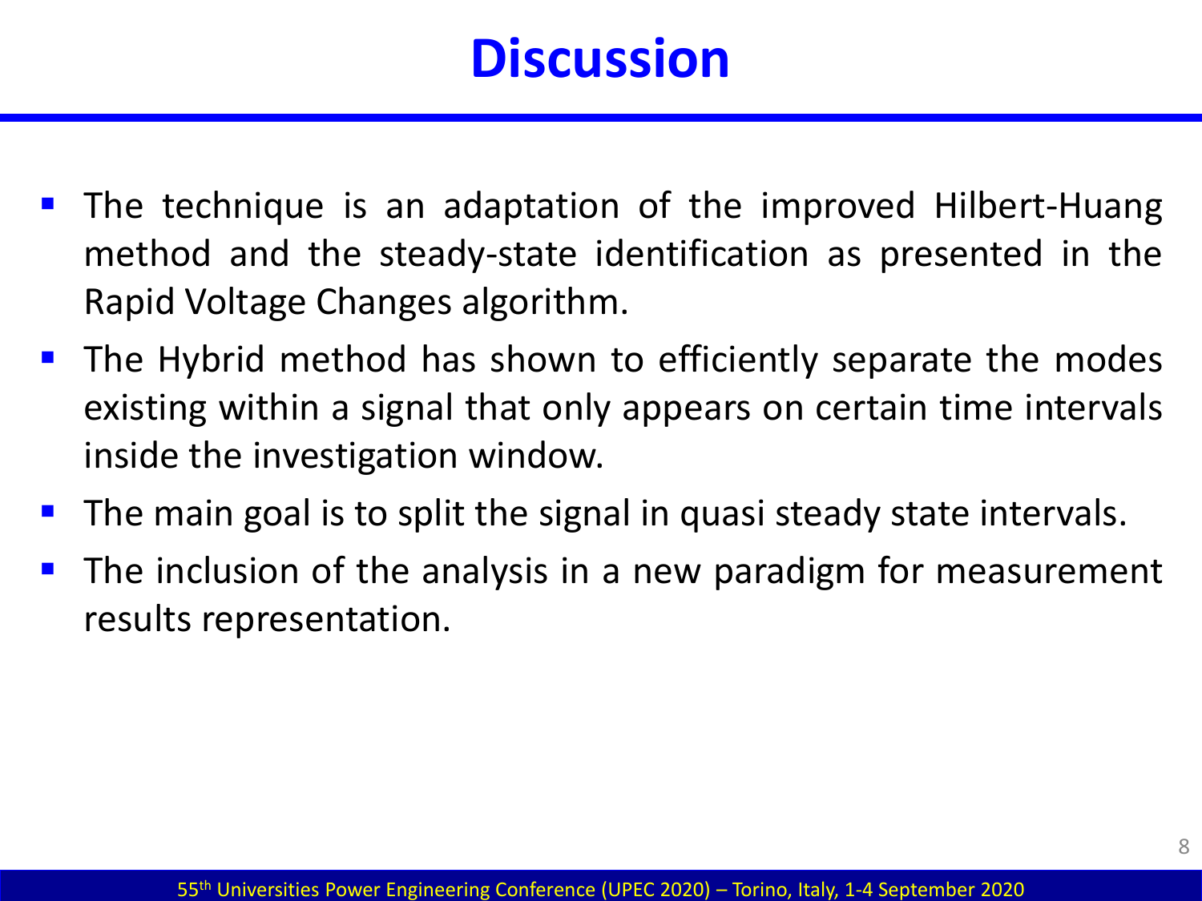# Discussion

- The technique is an adaptation of the improved Hilbert-Huang method and the steady-state identification as presented in the Rapid Voltage Changes algorithm.
- The Hybrid method has shown to efficiently separate the modes existing within a signal that only appears on certain time intervals inside the investigation window.
- The main goal is to split the signal in quasi steady state intervals.
- The inclusion of the analysis in a new paradigm for measurement results representation.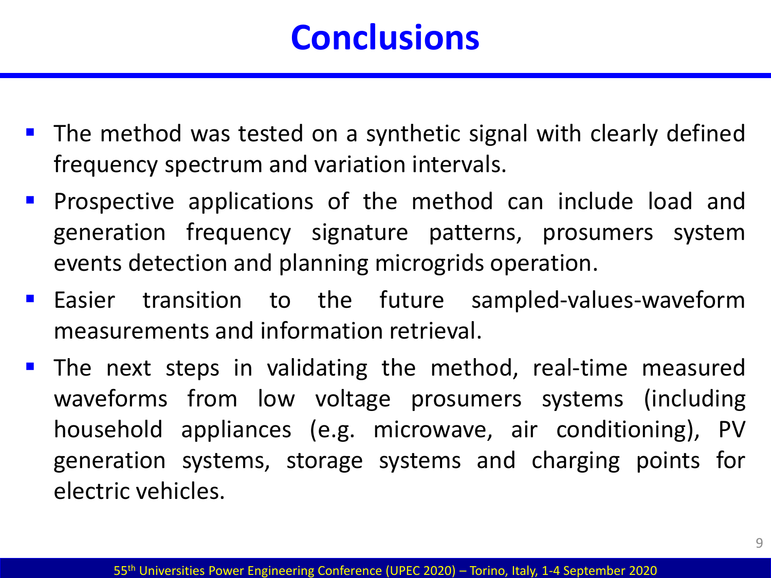# Conclusions

- The method was tested on a synthetic signal with clearly defined frequency spectrum and variation intervals.
- Prospective applications of the method can include load and generation frequency signature patterns, prosumers system events detection and planning microgrids operation.
- Easier transition to the future sampled-values-waveform measurements and information retrieval.
- The next steps in validating the method, real-time measured waveforms from low voltage prosumers systems (including household appliances (e.g. microwave, air conditioning), PV generation systems, storage systems and charging points for electric vehicles.